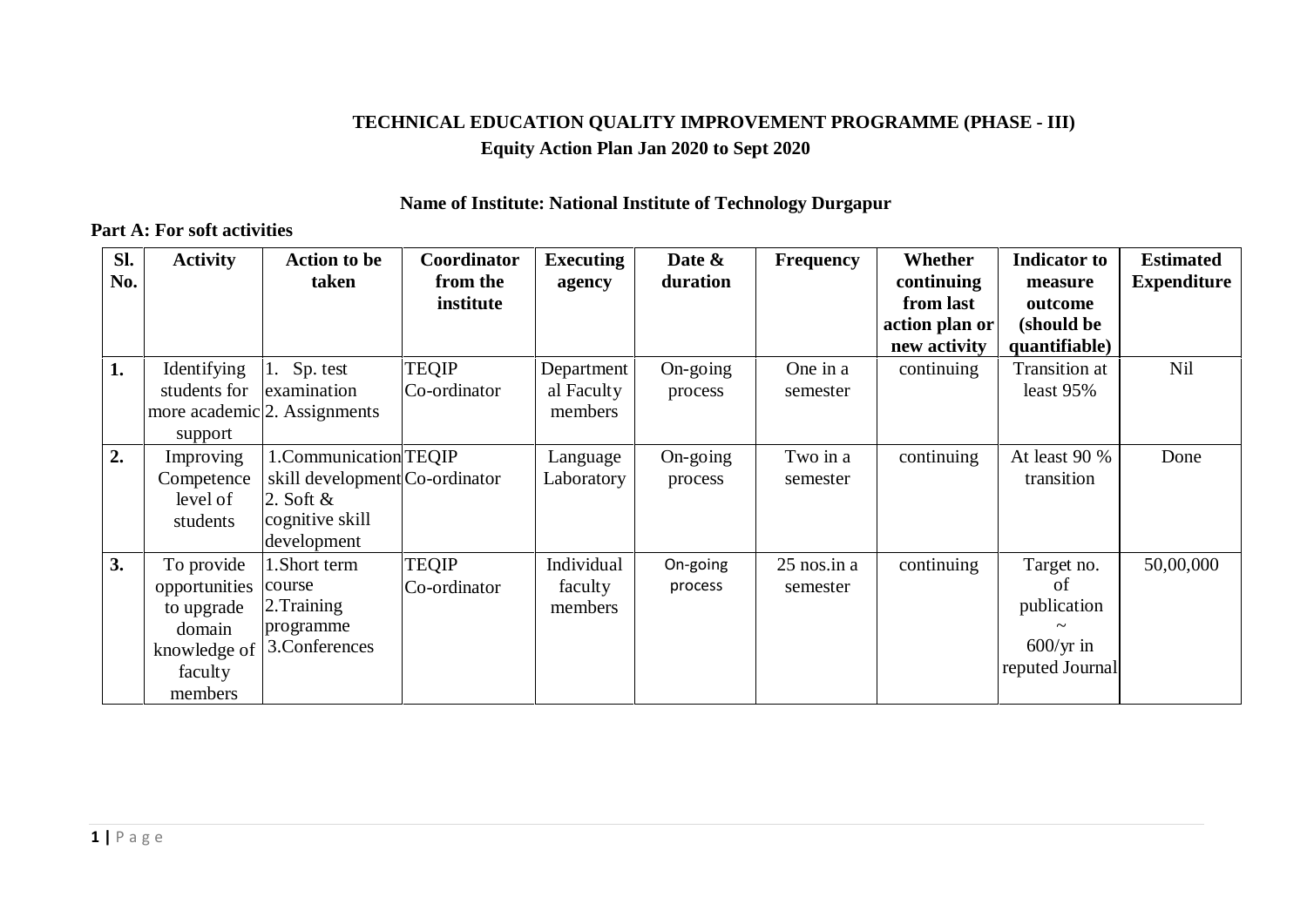**TECHNICAL EDUCATION QUALITY IMPROVEMENT PROGRAMME (PHASE - III)**
**Equity Action Plan Jan 2020 to Sept 2020**

**Name of Institute: National Institute of Technology Durgapur**

**Part A: For soft activities**

| Sl. No. | Activity | Action to be taken | Coordinator from the institute | Executing agency | Date & duration | Frequency | Whether continuing from last action plan or new activity | Indicator to measure outcome (should be quantifiable) | Estimated Expenditure |
|---|---|---|---|---|---|---|---|---|---|
| 1. | Identifying students for more academic support | 1. Sp. test examination 2. Assignments | TEQIP Co-ordinator | Departmental Faculty members | On-going process | One in a semester | continuing | Transition at least 95% | Nil |
| 2. | Improving Competence level of students | 1.Communication skill development 2. Soft & cognitive skill development | TEQIP Co-ordinator | Language Laboratory | On-going process | Two in a semester | continuing | At least 90 % transition | Done |
| 3. | To provide opportunities to upgrade domain knowledge of faculty members | 1.Short term course 2.Training programme 3.Conferences | TEQIP Co-ordinator | Individual faculty members | On-going process | 25 nos.in a semester | continuing | Target no. of publication ~ 600/yr in reputed Journal | 50,00,000 |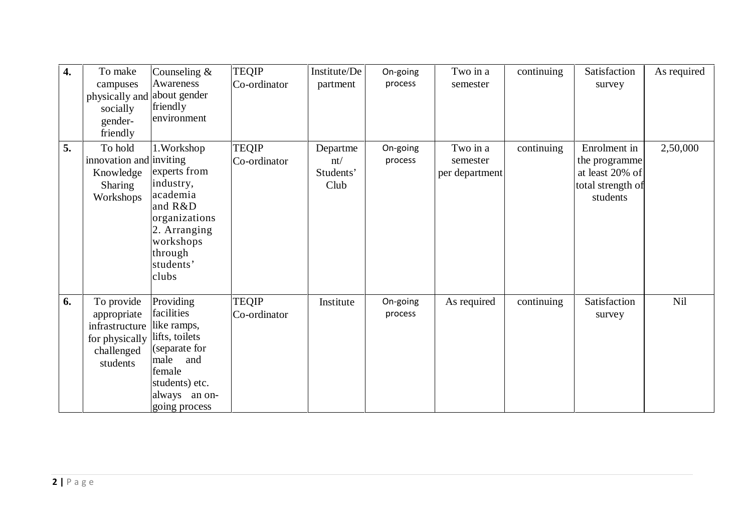| 4. | To make campuses physically and socially gender-friendly | Counseling & Awareness about gender friendly environment | TEQIP Co-ordinator | Institute/Department | On-going process | Two in a semester | continuing | Satisfaction survey | As required |
|---|---|---|---|---|---|---|---|---|---|
| 5. | To hold innovation and Knowledge Sharing Workshops | 1.Workshop inviting experts from industry, academia and R&D organizations 2. Arranging workshops through students' clubs | TEQIP Co-ordinator | Department/ Students' Club | On-going process | Two in a semester per department | continuing | Enrolment in the programme at least 20% of total strength of students | 2,50,000 |
| 6. | To provide appropriate infrastructure for physically challenged students | Providing facilities like ramps, lifts, toilets (separate for male and female students) etc. always an on-going process | TEQIP Co-ordinator | Institute | On-going process | As required | continuing | Satisfaction survey | Nil |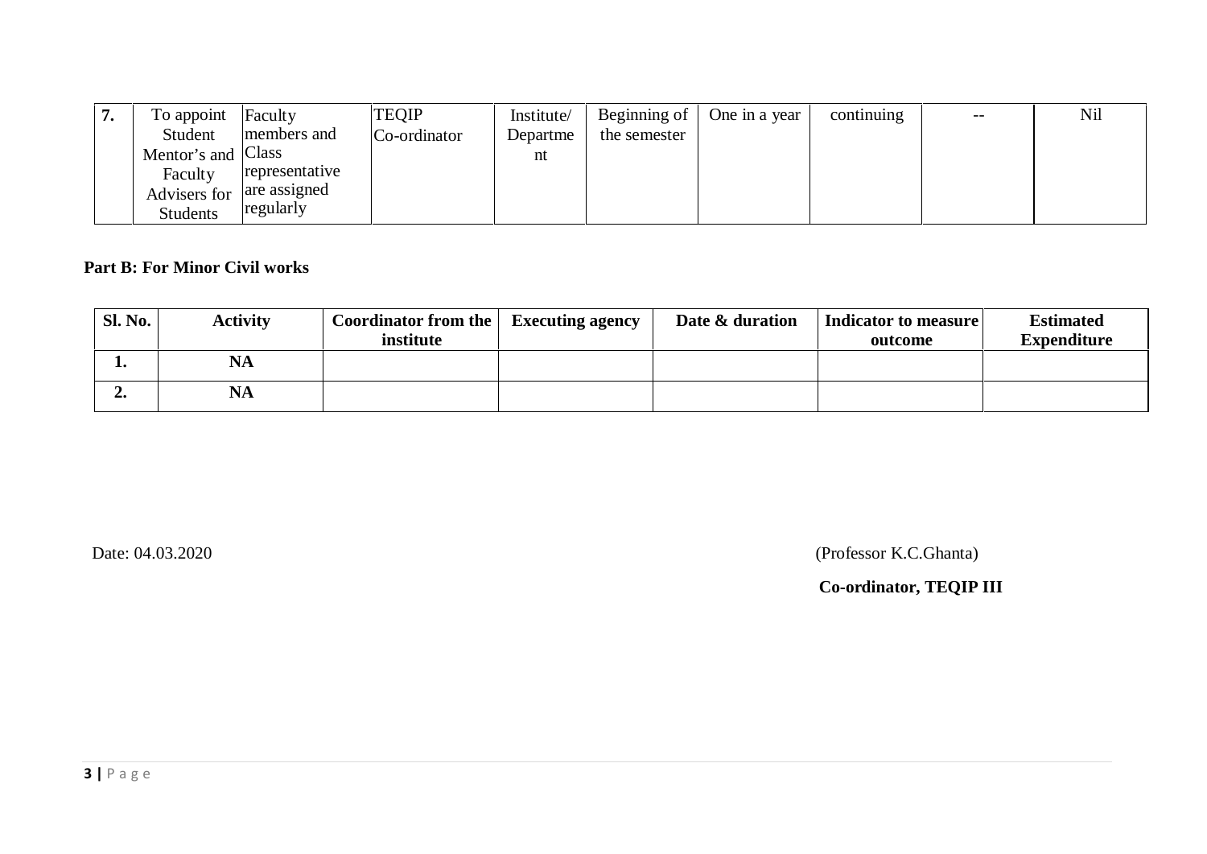| | | | | | | | | | |
|---|---|---|---|---|---|---|---|---|---|
| **7.** | To appoint Student Mentor's and Faculty Advisers for Students | Faculty members and Class representative are assigned regularly | TEQIP Co-ordinator | Institute/ Department | Beginning of the semester | One in a year | continuing | -- | Nil |

**Part B: For Minor Civil works**

| Sl. No. | Activity | Coordinator from the institute | Executing agency | Date & duration | Indicator to measure outcome | Estimated Expenditure |
|---|---|---|---|---|---|---|
| **1.** | **NA** | | | | | |
| **2.** | **NA** | | | | | |

Date: 04.03.2020

(Professor K.C.Ghanta)

**Co-ordinator, TEQIP III**